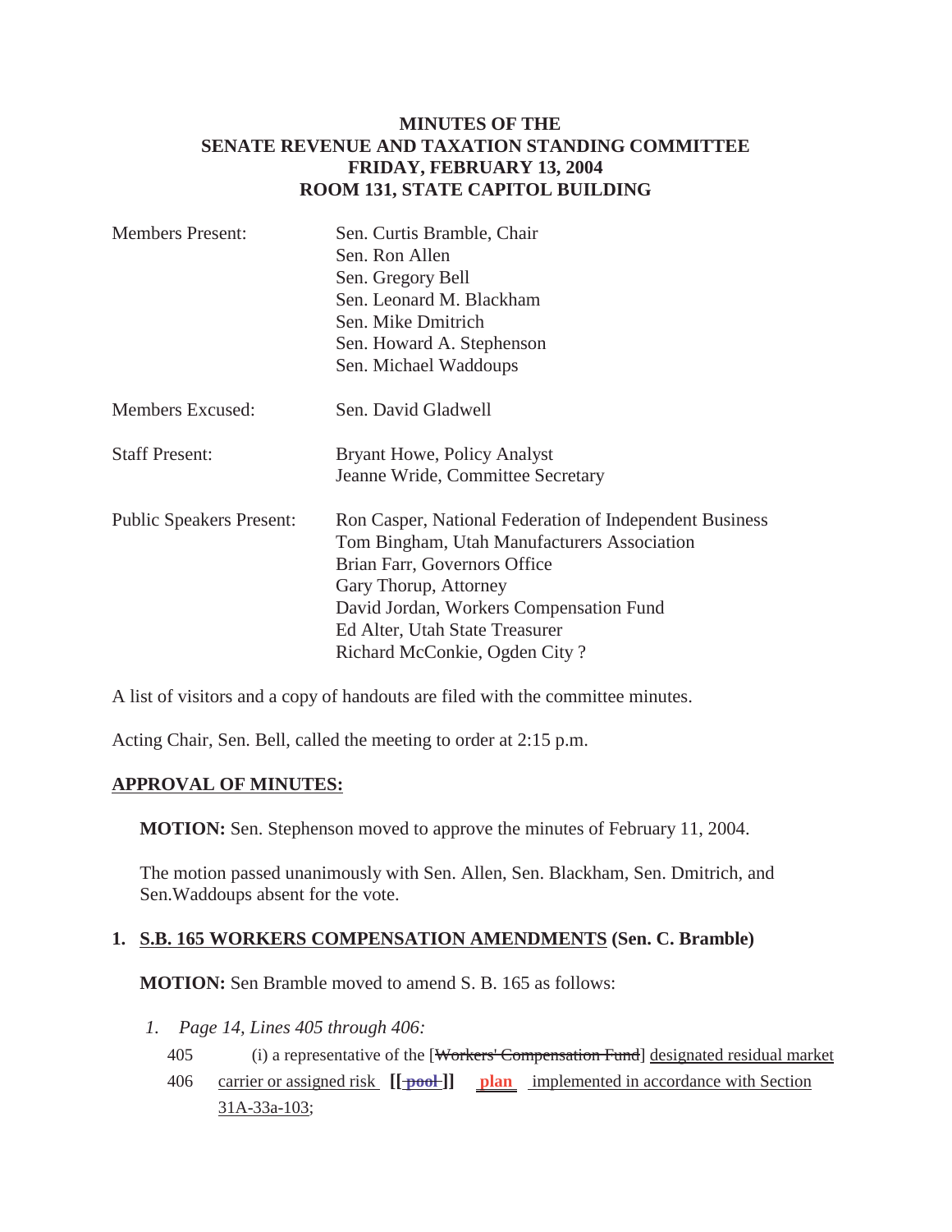# MINUTES OF THE SENATE REVENUE AND TAXATION STANDING COMMITTEE FRIDAY, FEBRUARY 13, 2004 ROOM 131, STATE CAPITOL BUILDING

| | |
|---|---|
| Members Present: | Sen. Curtis Bramble, Chair<br>Sen. Ron Allen<br>Sen. Gregory Bell<br>Sen. Leonard M. Blackham<br>Sen. Mike Dmitrich<br>Sen. Howard A. Stephenson<br>Sen. Michael Waddoups |
| Members Excused: | Sen. David Gladwell |
| Staff Present: | Bryant Howe, Policy Analyst<br>Jeanne Wride, Committee Secretary |
| Public Speakers Present: | Ron Casper, National Federation of Independent Business<br>Tom Bingham, Utah Manufacturers Association<br>Brian Farr, Governors Office<br>Gary Thorup, Attorney<br>David Jordan, Workers Compensation Fund<br>Ed Alter, Utah State Treasurer<br>Richard McConkie, Ogden City ? |

A list of visitors and a copy of handouts are filed with the committee minutes.

Acting Chair, Sen. Bell, called the meeting to order at 2:15 p.m.

## APPROVAL OF MINUTES:

**MOTION:** Sen. Stephenson moved to approve the minutes of February 11, 2004.

The motion passed unanimously with Sen. Allen, Sen. Blackham, Sen. Dmitrich, and Sen.Waddoups absent for the vote.

## 1. S.B. 165 WORKERS COMPENSATION AMENDMENTS (Sen. C. Bramble)

**MOTION:** Sen Bramble moved to amend S. B. 165 as follows:

*1. Page 14, Lines 405 through 406:*

405 (i) a representative of the [~~Workers' Compensation Fund~~] designated residual market

406 carrier or assigned risk **[[** ~~pool~~ **]]** **plan** implemented in accordance with Section 31A-33a-103;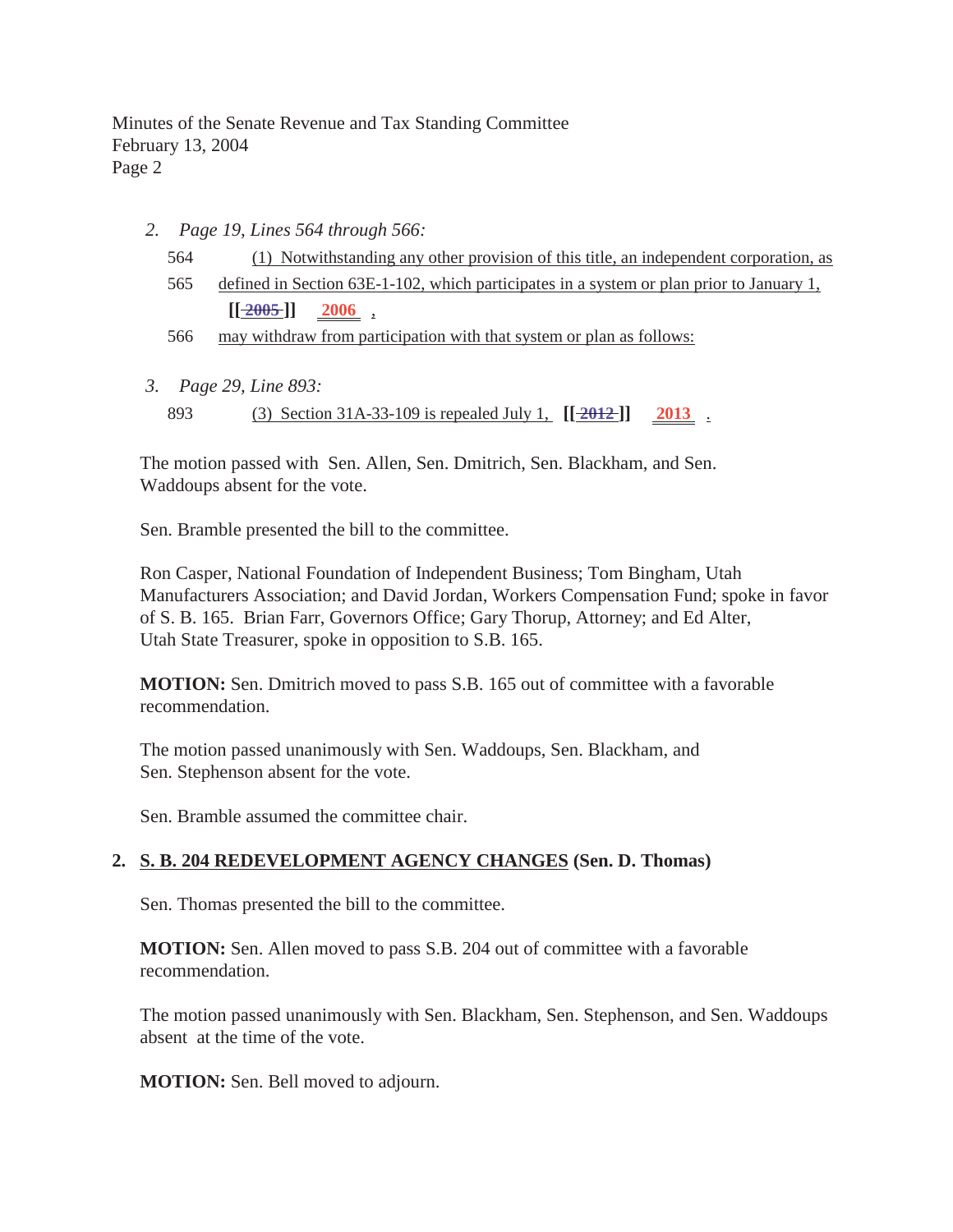2. *Page 19, Lines 564 through 566:*

   564 (1) Notwithstanding any other provision of this title, an independent corporation, as

   565 defined in Section 63E-1-102, which participates in a system or plan prior to January 1, **[[ ~~2005~~ ]]** **2006** ,

   566 may withdraw from participation with that system or plan as follows:

3. *Page 29, Line 893:*

   893 (3) Section 31A-33-109 is repealed July 1, **[[ ~~2012~~ ]]** **2013** .

The motion passed with Sen. Allen, Sen. Dmitrich, Sen. Blackham, and Sen. Waddoups absent for the vote.

Sen. Bramble presented the bill to the committee.

Ron Casper, National Foundation of Independent Business; Tom Bingham, Utah Manufacturers Association; and David Jordan, Workers Compensation Fund; spoke in favor of S. B. 165. Brian Farr, Governors Office; Gary Thorup, Attorney; and Ed Alter, Utah State Treasurer, spoke in opposition to S.B. 165.

**MOTION:** Sen. Dmitrich moved to pass S.B. 165 out of committee with a favorable recommendation.

The motion passed unanimously with Sen. Waddoups, Sen. Blackham, and Sen. Stephenson absent for the vote.

Sen. Bramble assumed the committee chair.

## 2. S. B. 204 REDEVELOPMENT AGENCY CHANGES (Sen. D. Thomas)

Sen. Thomas presented the bill to the committee.

**MOTION:** Sen. Allen moved to pass S.B. 204 out of committee with a favorable recommendation.

The motion passed unanimously with Sen. Blackham, Sen. Stephenson, and Sen. Waddoups absent at the time of the vote.

**MOTION:** Sen. Bell moved to adjourn.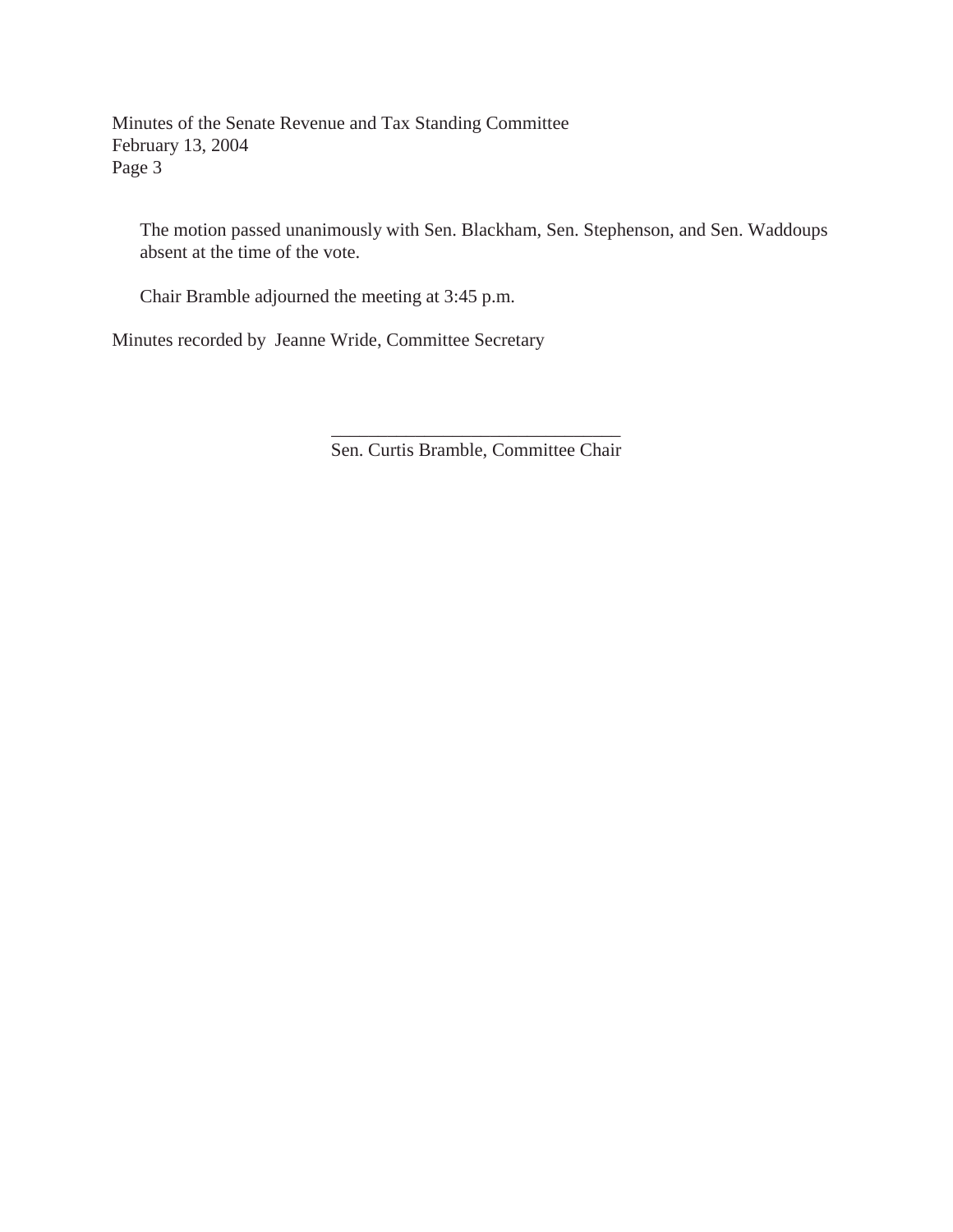The motion passed unanimously with Sen. Blackham, Sen. Stephenson, and Sen. Waddoups absent at the time of the vote.

Chair Bramble adjourned the meeting at 3:45 p.m.

Minutes recorded by Jeanne Wride, Committee Secretary

\_\_\_\_\_\_\_\_\_\_\_\_\_\_\_\_\_\_\_\_\_\_\_\_\_\_\_\_\_\_\_
Sen. Curtis Bramble, Committee Chair